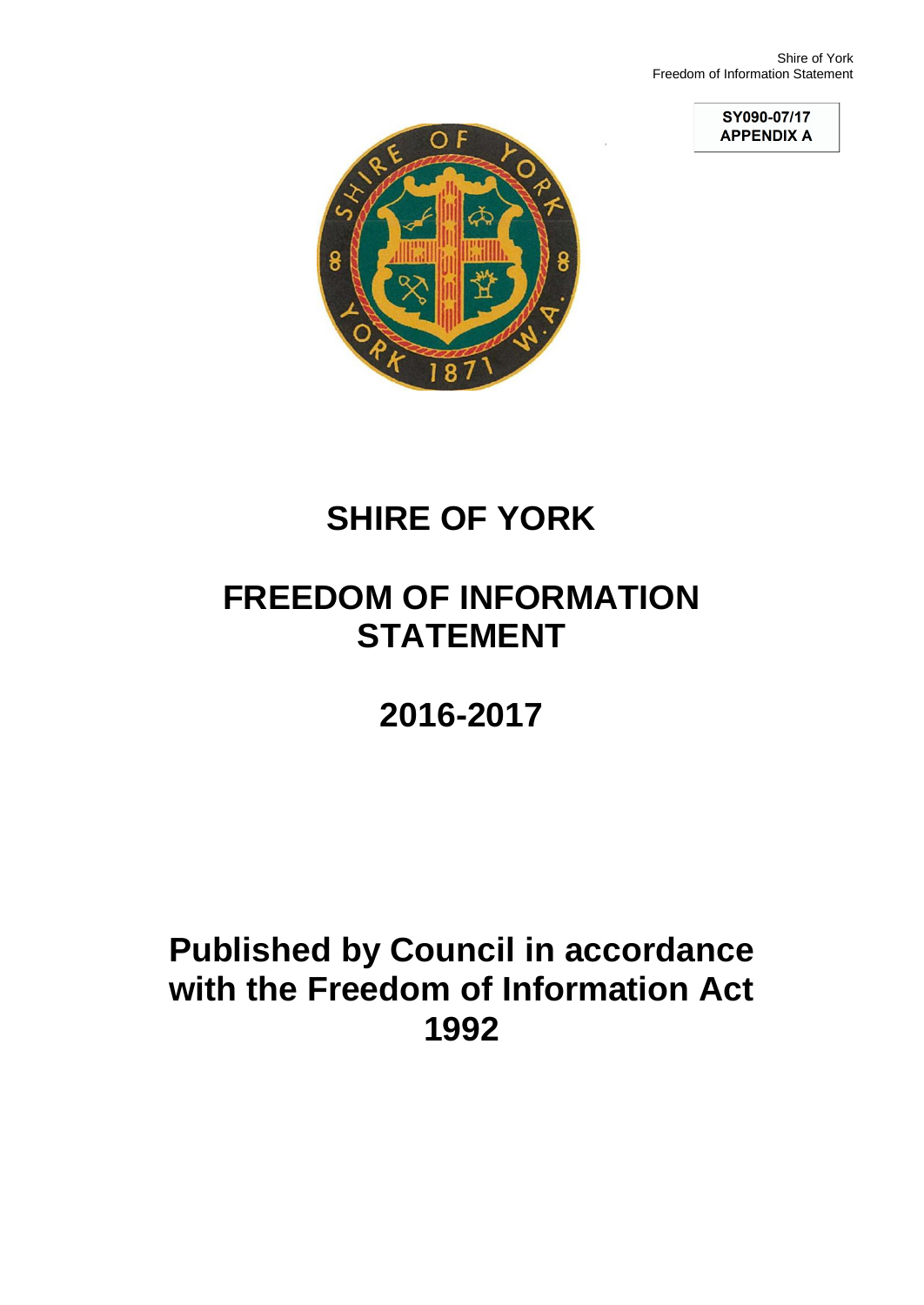SY090-07/17
APPENDIX A

# SHIRE OF YORK

# FREEDOM OF INFORMATION STATEMENT

# 2016-2017

## Published by Council in accordance with the Freedom of Information Act 1992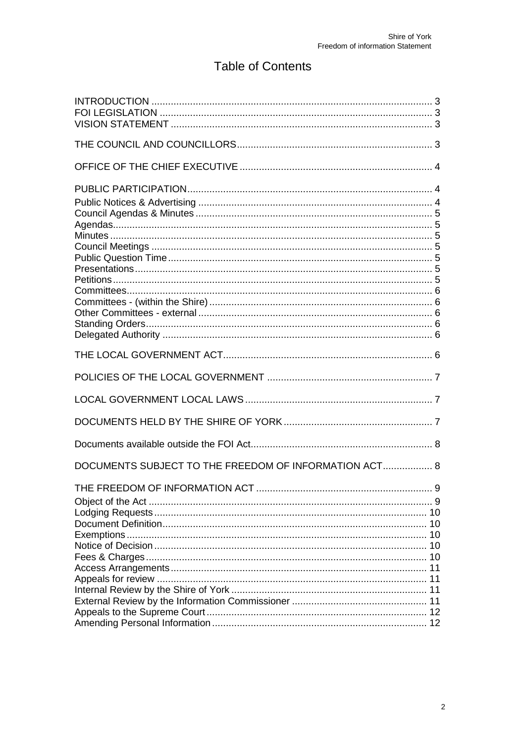# Table of Contents

INTRODUCTION ..... 3
FOI LEGISLATION ..... 3
VISION STATEMENT ..... 3

THE COUNCIL AND COUNCILLORS ..... 3

OFFICE OF THE CHIEF EXECUTIVE ..... 4

PUBLIC PARTICIPATION ..... 4
Public Notices & Advertising ..... 4
Council Agendas & Minutes ..... 5
Agendas ..... 5
Minutes ..... 5
Council Meetings ..... 5
Public Question Time ..... 5
Presentations ..... 5
Petitions ..... 5
Committees ..... 6
Committees - (within the Shire) ..... 6
Other Committees - external ..... 6
Standing Orders ..... 6
Delegated Authority ..... 6

THE LOCAL GOVERNMENT ACT ..... 6

POLICIES OF THE LOCAL GOVERNMENT ..... 7

LOCAL GOVERNMENT LOCAL LAWS ..... 7

DOCUMENTS HELD BY THE SHIRE OF YORK ..... 7

Documents available outside the FOI Act ..... 8

DOCUMENTS SUBJECT TO THE FREEDOM OF INFORMATION ACT ..... 8

THE FREEDOM OF INFORMATION ACT ..... 9
Object of the Act ..... 9
Lodging Requests ..... 10
Document Definition ..... 10
Exemptions ..... 10
Notice of Decision ..... 10
Fees & Charges ..... 10
Access Arrangements ..... 11
Appeals for review ..... 11
Internal Review by the Shire of York ..... 11
External Review by the Information Commissioner ..... 11
Appeals to the Supreme Court ..... 12
Amending Personal Information ..... 12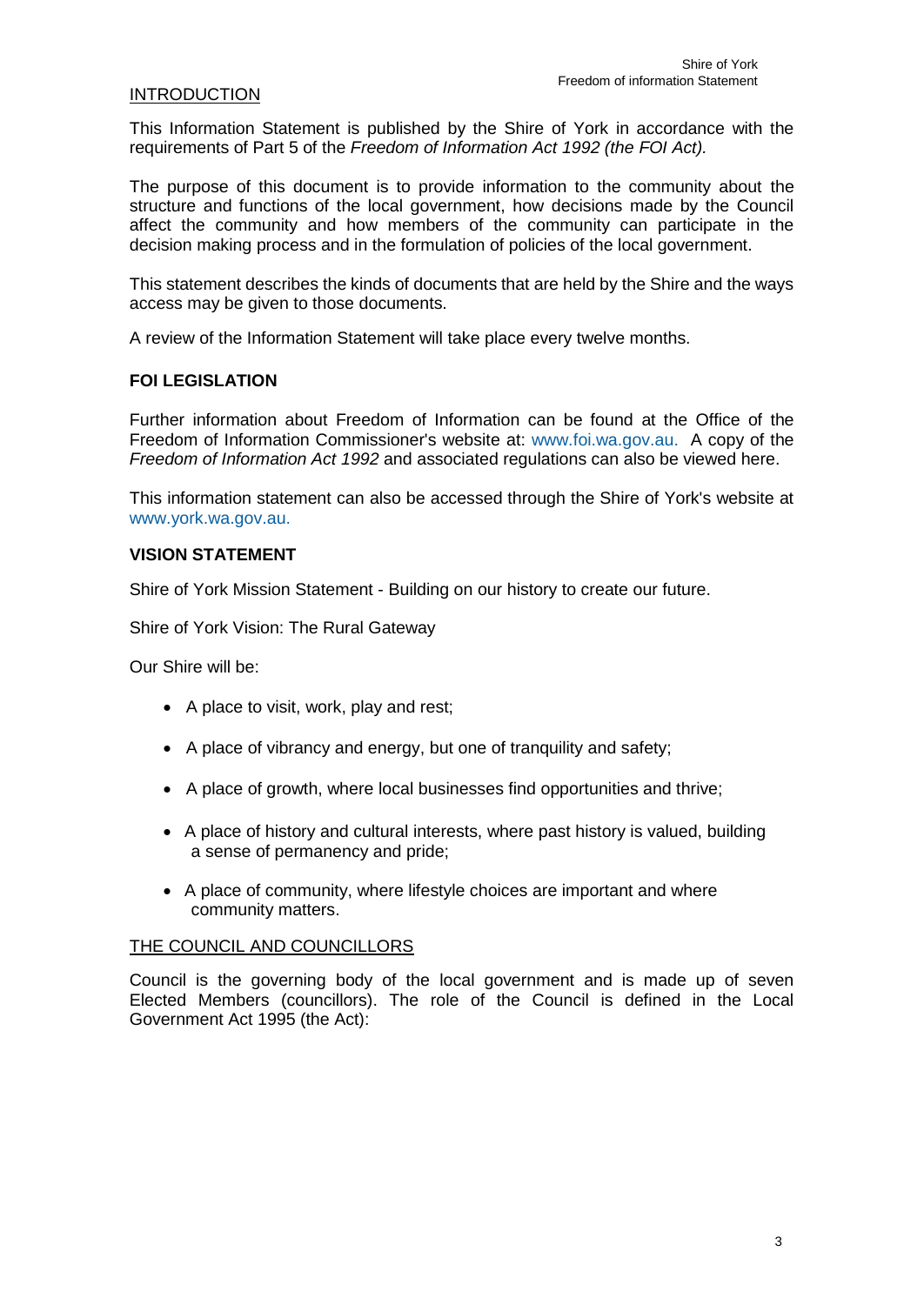## INTRODUCTION

This Information Statement is published by the Shire of York in accordance with the requirements of Part 5 of the *Freedom of Information Act 1992 (the FOI Act).*

The purpose of this document is to provide information to the community about the structure and functions of the local government, how decisions made by the Council affect the community and how members of the community can participate in the decision making process and in the formulation of policies of the local government.

This statement describes the kinds of documents that are held by the Shire and the ways access may be given to those documents.

A review of the Information Statement will take place every twelve months.

## FOI LEGISLATION

Further information about Freedom of Information can be found at the Office of the Freedom of Information Commissioner's website at: www.foi.wa.gov.au. A copy of the *Freedom of Information Act 1992* and associated regulations can also be viewed here.

This information statement can also be accessed through the Shire of York's website at www.york.wa.gov.au.

## VISION STATEMENT

Shire of York Mission Statement - Building on our history to create our future.

Shire of York Vision: The Rural Gateway

Our Shire will be:

- A place to visit, work, play and rest;
- A place of vibrancy and energy, but one of tranquility and safety;
- A place of growth, where local businesses find opportunities and thrive;
- A place of history and cultural interests, where past history is valued, building a sense of permanency and pride;
- A place of community, where lifestyle choices are important and where community matters.

## THE COUNCIL AND COUNCILLORS

Council is the governing body of the local government and is made up of seven Elected Members (councillors). The role of the Council is defined in the Local Government Act 1995 (the Act):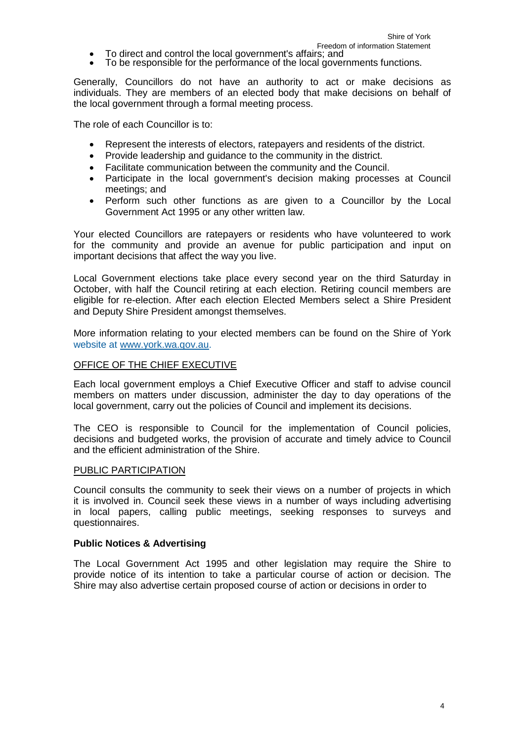- To direct and control the local government's affairs; and
- To be responsible for the performance of the local governments functions.

Generally, Councillors do not have an authority to act or make decisions as individuals. They are members of an elected body that make decisions on behalf of the local government through a formal meeting process.

The role of each Councillor is to:

- Represent the interests of electors, ratepayers and residents of the district.
- Provide leadership and guidance to the community in the district.
- Facilitate communication between the community and the Council.
- Participate in the local government's decision making processes at Council meetings; and
- Perform such other functions as are given to a Councillor by the Local Government Act 1995 or any other written law.

Your elected Councillors are ratepayers or residents who have volunteered to work for the community and provide an avenue for public participation and input on important decisions that affect the way you live.

Local Government elections take place every second year on the third Saturday in October, with half the Council retiring at each election. Retiring council members are eligible for re-election. After each election Elected Members select a Shire President and Deputy Shire President amongst themselves.

More information relating to your elected members can be found on the Shire of York website at www.york.wa.gov.au.

## OFFICE OF THE CHIEF EXECUTIVE

Each local government employs a Chief Executive Officer and staff to advise council members on matters under discussion, administer the day to day operations of the local government, carry out the policies of Council and implement its decisions.

The CEO is responsible to Council for the implementation of Council policies, decisions and budgeted works, the provision of accurate and timely advice to Council and the efficient administration of the Shire.

## PUBLIC PARTICIPATION

Council consults the community to seek their views on a number of projects in which it is involved in. Council seek these views in a number of ways including advertising in local papers, calling public meetings, seeking responses to surveys and questionnaires.

### Public Notices & Advertising

The Local Government Act 1995 and other legislation may require the Shire to provide notice of its intention to take a particular course of action or decision. The Shire may also advertise certain proposed course of action or decisions in order to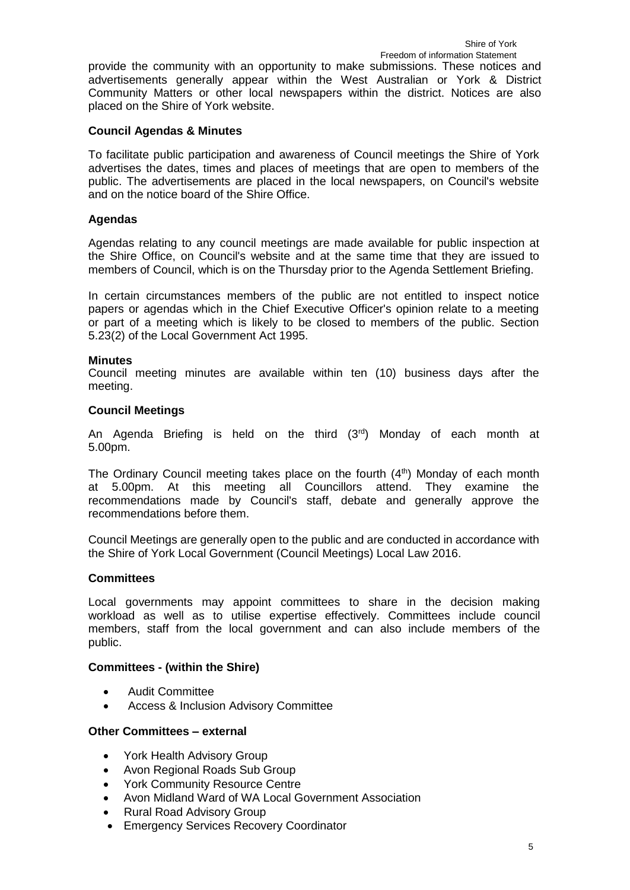provide the community with an opportunity to make submissions. These notices and advertisements generally appear within the West Australian or York & District Community Matters or other local newspapers within the district. Notices are also placed on the Shire of York website.

**Council Agendas & Minutes**

To facilitate public participation and awareness of Council meetings the Shire of York advertises the dates, times and places of meetings that are open to members of the public. The advertisements are placed in the local newspapers, on Council's website and on the notice board of the Shire Office.

**Agendas**

Agendas relating to any council meetings are made available for public inspection at the Shire Office, on Council's website and at the same time that they are issued to members of Council, which is on the Thursday prior to the Agenda Settlement Briefing.

In certain circumstances members of the public are not entitled to inspect notice papers or agendas which in the Chief Executive Officer's opinion relate to a meeting or part of a meeting which is likely to be closed to members of the public. Section 5.23(2) of the Local Government Act 1995.

**Minutes**

Council meeting minutes are available within ten (10) business days after the meeting.

**Council Meetings**

An Agenda Briefing is held on the third (3rd) Monday of each month at 5.00pm.

The Ordinary Council meeting takes place on the fourth (4th) Monday of each month at 5.00pm. At this meeting all Councillors attend. They examine the recommendations made by Council's staff, debate and generally approve the recommendations before them.

Council Meetings are generally open to the public and are conducted in accordance with the Shire of York Local Government (Council Meetings) Local Law 2016.

**Committees**

Local governments may appoint committees to share in the decision making workload as well as to utilise expertise effectively. Committees include council members, staff from the local government and can also include members of the public.

**Committees - (within the Shire)**

- Audit Committee
- Access & Inclusion Advisory Committee

**Other Committees – external**

- York Health Advisory Group
- Avon Regional Roads Sub Group
- York Community Resource Centre
- Avon Midland Ward of WA Local Government Association
- Rural Road Advisory Group
- Emergency Services Recovery Coordinator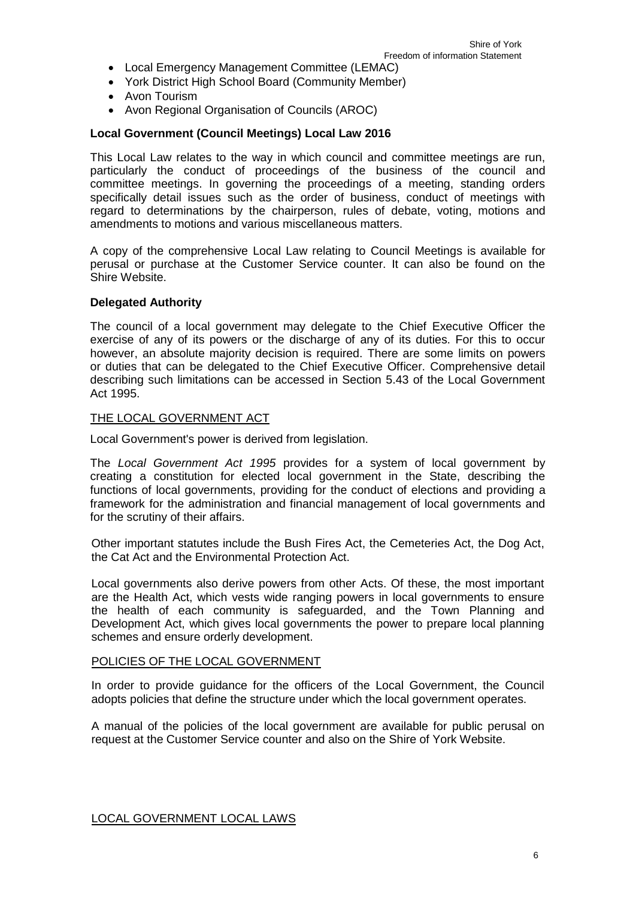- Local Emergency Management Committee (LEMAC)
- York District High School Board (Community Member)
- Avon Tourism
- Avon Regional Organisation of Councils (AROC)

**Local Government (Council Meetings) Local Law 2016**

This Local Law relates to the way in which council and committee meetings are run, particularly the conduct of proceedings of the business of the council and committee meetings. In governing the proceedings of a meeting, standing orders specifically detail issues such as the order of business, conduct of meetings with regard to determinations by the chairperson, rules of debate, voting, motions and amendments to motions and various miscellaneous matters.

A copy of the comprehensive Local Law relating to Council Meetings is available for perusal or purchase at the Customer Service counter. It can also be found on the Shire Website.

**Delegated Authority**

The council of a local government may delegate to the Chief Executive Officer the exercise of any of its powers or the discharge of any of its duties. For this to occur however, an absolute majority decision is required. There are some limits on powers or duties that can be delegated to the Chief Executive Officer. Comprehensive detail describing such limitations can be accessed in Section 5.43 of the Local Government Act 1995.

## THE LOCAL GOVERNMENT ACT

Local Government's power is derived from legislation.

The *Local Government Act 1995* provides for a system of local government by creating a constitution for elected local government in the State, describing the functions of local governments, providing for the conduct of elections and providing a framework for the administration and financial management of local governments and for the scrutiny of their affairs.

Other important statutes include the Bush Fires Act, the Cemeteries Act, the Dog Act, the Cat Act and the Environmental Protection Act.

Local governments also derive powers from other Acts. Of these, the most important are the Health Act, which vests wide ranging powers in local governments to ensure the health of each community is safeguarded, and the Town Planning and Development Act, which gives local governments the power to prepare local planning schemes and ensure orderly development.

## POLICIES OF THE LOCAL GOVERNMENT

In order to provide guidance for the officers of the Local Government, the Council adopts policies that define the structure under which the local government operates.

A manual of the policies of the local government are available for public perusal on request at the Customer Service counter and also on the Shire of York Website.

## LOCAL GOVERNMENT LOCAL LAWS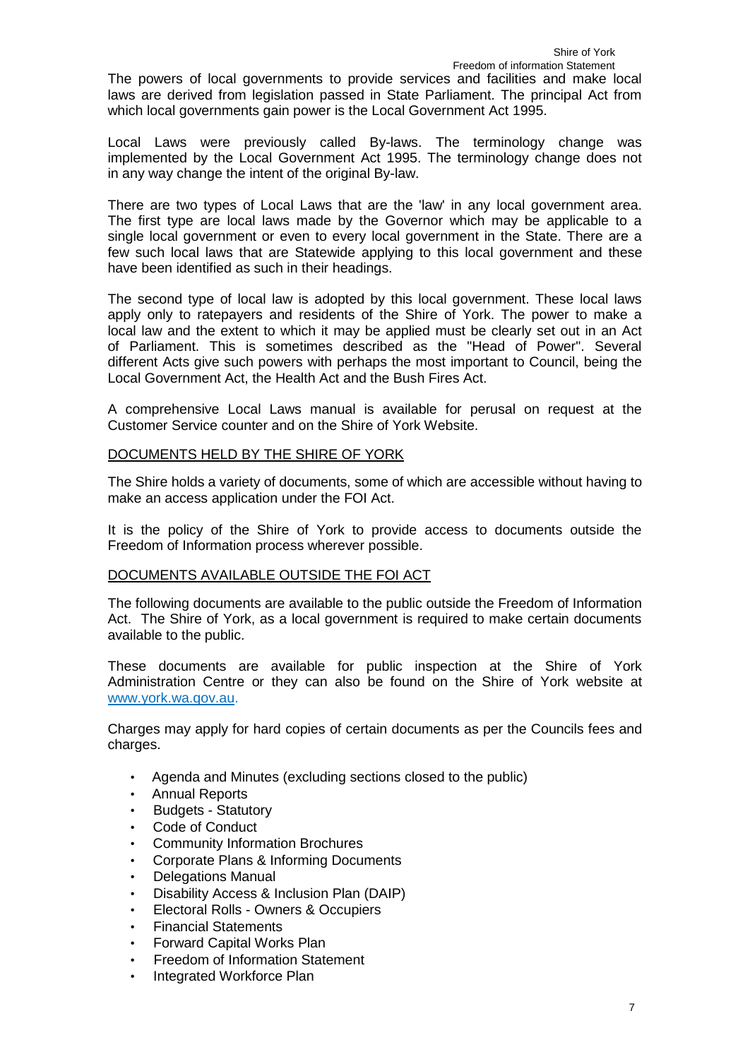The powers of local governments to provide services and facilities and make local laws are derived from legislation passed in State Parliament. The principal Act from which local governments gain power is the Local Government Act 1995.

Local Laws were previously called By-laws. The terminology change was implemented by the Local Government Act 1995. The terminology change does not in any way change the intent of the original By-law.

There are two types of Local Laws that are the 'law' in any local government area. The first type are local laws made by the Governor which may be applicable to a single local government or even to every local government in the State. There are a few such local laws that are Statewide applying to this local government and these have been identified as such in their headings.

The second type of local law is adopted by this local government. These local laws apply only to ratepayers and residents of the Shire of York. The power to make a local law and the extent to which it may be applied must be clearly set out in an Act of Parliament. This is sometimes described as the "Head of Power". Several different Acts give such powers with perhaps the most important to Council, being the Local Government Act, the Health Act and the Bush Fires Act.

A comprehensive Local Laws manual is available for perusal on request at the Customer Service counter and on the Shire of York Website.

## DOCUMENTS HELD BY THE SHIRE OF YORK

The Shire holds a variety of documents, some of which are accessible without having to make an access application under the FOI Act.

It is the policy of the Shire of York to provide access to documents outside the Freedom of Information process wherever possible.

## DOCUMENTS AVAILABLE OUTSIDE THE FOI ACT

The following documents are available to the public outside the Freedom of Information Act. The Shire of York, as a local government is required to make certain documents available to the public.

These documents are available for public inspection at the Shire of York Administration Centre or they can also be found on the Shire of York website at www.york.wa.gov.au.

Charges may apply for hard copies of certain documents as per the Councils fees and charges.

- Agenda and Minutes (excluding sections closed to the public)
- Annual Reports
- Budgets - Statutory
- Code of Conduct
- Community Information Brochures
- Corporate Plans & Informing Documents
- Delegations Manual
- Disability Access & Inclusion Plan (DAIP)
- Electoral Rolls - Owners & Occupiers
- Financial Statements
- Forward Capital Works Plan
- Freedom of Information Statement
- Integrated Workforce Plan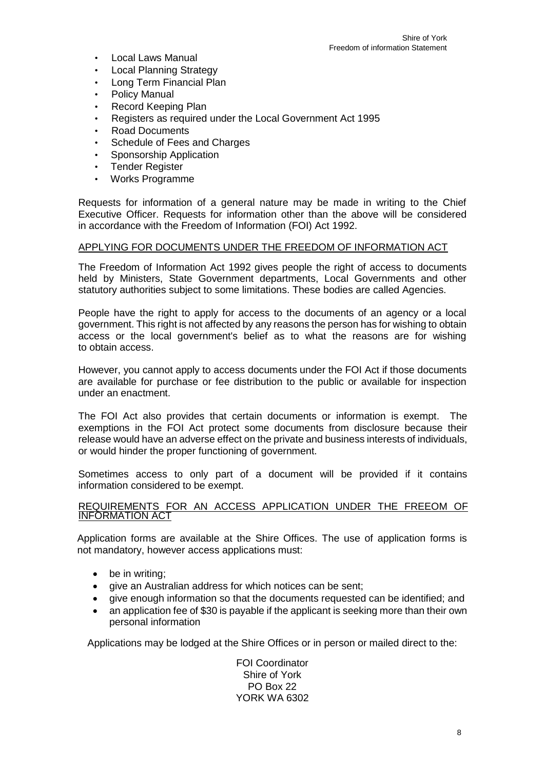- Local Laws Manual
- Local Planning Strategy
- Long Term Financial Plan
- Policy Manual
- Record Keeping Plan
- Registers as required under the Local Government Act 1995
- Road Documents
- Schedule of Fees and Charges
- Sponsorship Application
- Tender Register
- Works Programme

Requests for information of a general nature may be made in writing to the Chief Executive Officer. Requests for information other than the above will be considered in accordance with the Freedom of Information (FOI) Act 1992.

## APPLYING FOR DOCUMENTS UNDER THE FREEDOM OF INFORMATION ACT

The Freedom of Information Act 1992 gives people the right of access to documents held by Ministers, State Government departments, Local Governments and other statutory authorities subject to some limitations. These bodies are called Agencies.

People have the right to apply for access to the documents of an agency or a local government. This right is not affected by any reasons the person has for wishing to obtain access or the local government's belief as to what the reasons are for wishing to obtain access.

However, you cannot apply to access documents under the FOI Act if those documents are available for purchase or fee distribution to the public or available for inspection under an enactment.

The FOI Act also provides that certain documents or information is exempt. The exemptions in the FOI Act protect some documents from disclosure because their release would have an adverse effect on the private and business interests of individuals, or would hinder the proper functioning of government.

Sometimes access to only part of a document will be provided if it contains information considered to be exempt.

## REQUIREMENTS FOR AN ACCESS APPLICATION UNDER THE FREEOM OF INFORMATION ACT

Application forms are available at the Shire Offices. The use of application forms is not mandatory, however access applications must:

- be in writing;
- give an Australian address for which notices can be sent;
- give enough information so that the documents requested can be identified; and
- an application fee of $30 is payable if the applicant is seeking more than their own personal information

Applications may be lodged at the Shire Offices or in person or mailed direct to the:

FOI Coordinator
Shire of York
PO Box 22
YORK WA 6302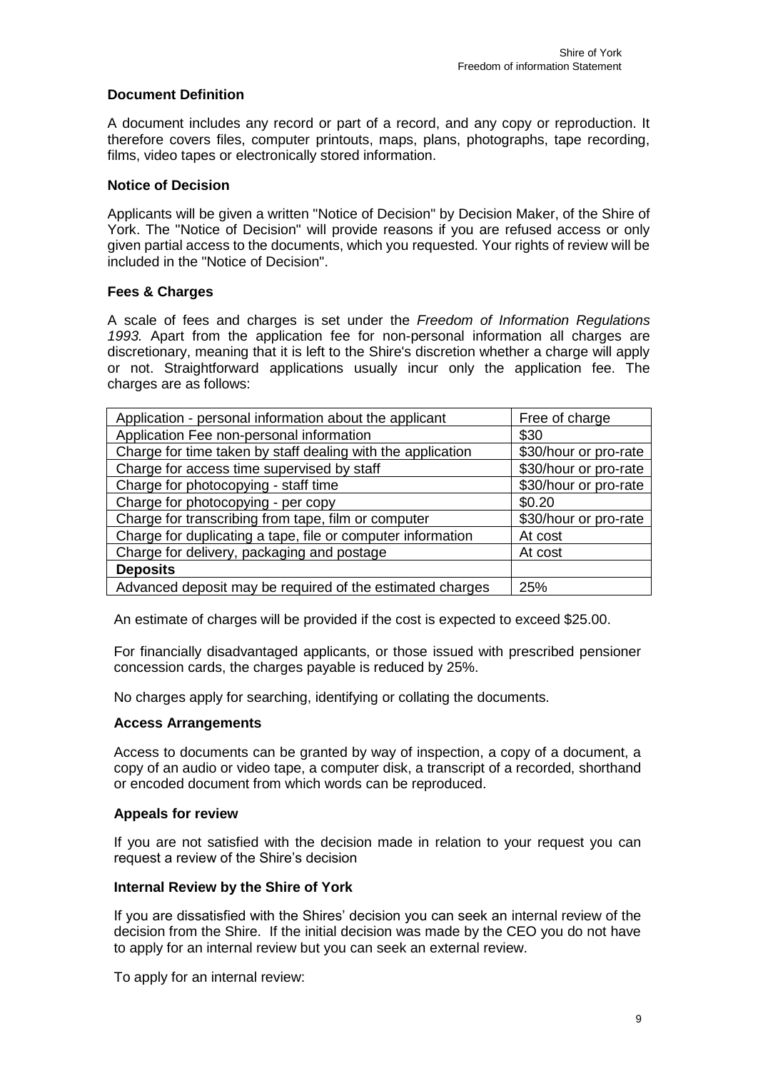### Document Definition

A document includes any record or part of a record, and any copy or reproduction. It therefore covers files, computer printouts, maps, plans, photographs, tape recording, films, video tapes or electronically stored information.

### Notice of Decision

Applicants will be given a written "Notice of Decision" by Decision Maker, of the Shire of York. The "Notice of Decision" will provide reasons if you are refused access or only given partial access to the documents, which you requested. Your rights of review will be included in the "Notice of Decision".

### Fees & Charges

A scale of fees and charges is set under the *Freedom of Information Regulations 1993.* Apart from the application fee for non-personal information all charges are discretionary, meaning that it is left to the Shire's discretion whether a charge will apply or not. Straightforward applications usually incur only the application fee. The charges are as follows:

| Application - personal information about the applicant | Free of charge |
|---|---|
| Application Fee non-personal information | $30 |
| Charge for time taken by staff dealing with the application | $30/hour or pro-rate |
| Charge for access time supervised by staff | $30/hour or pro-rate |
| Charge for photocopying - staff time | $30/hour or pro-rate |
| Charge for photocopying - per copy | $0.20 |
| Charge for transcribing from tape, film or computer | $30/hour or pro-rate |
| Charge for duplicating a tape, file or computer information | At cost |
| Charge for delivery, packaging and postage | At cost |
| **Deposits** | |
| Advanced deposit may be required of the estimated charges | 25% |

An estimate of charges will be provided if the cost is expected to exceed $25.00.

For financially disadvantaged applicants, or those issued with prescribed pensioner concession cards, the charges payable is reduced by 25%.

No charges apply for searching, identifying or collating the documents.

### Access Arrangements

Access to documents can be granted by way of inspection, a copy of a document, a copy of an audio or video tape, a computer disk, a transcript of a recorded, shorthand or encoded document from which words can be reproduced.

### Appeals for review

If you are not satisfied with the decision made in relation to your request you can request a review of the Shire's decision

### Internal Review by the Shire of York

If you are dissatisfied with the Shires' decision you can seek an internal review of the decision from the Shire. If the initial decision was made by the CEO you do not have to apply for an internal review but you can seek an external review.

To apply for an internal review: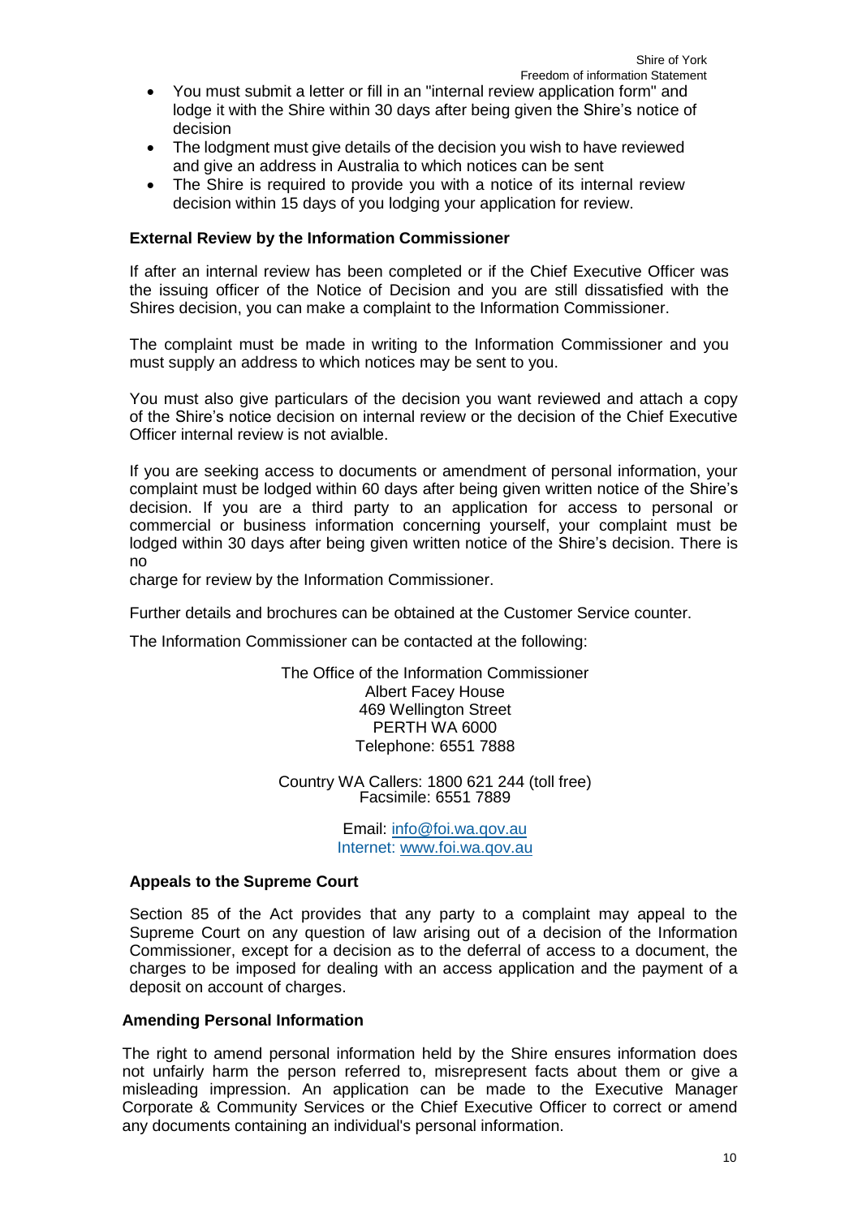- You must submit a letter or fill in an "internal review application form" and lodge it with the Shire within 30 days after being given the Shire's notice of decision
- The lodgment must give details of the decision you wish to have reviewed and give an address in Australia to which notices can be sent
- The Shire is required to provide you with a notice of its internal review decision within 15 days of you lodging your application for review.

**External Review by the Information Commissioner**

If after an internal review has been completed or if the Chief Executive Officer was the issuing officer of the Notice of Decision and you are still dissatisfied with the Shires decision, you can make a complaint to the Information Commissioner.

The complaint must be made in writing to the Information Commissioner and you must supply an address to which notices may be sent to you.

You must also give particulars of the decision you want reviewed and attach a copy of the Shire's notice decision on internal review or the decision of the Chief Executive Officer internal review is not avialble.

If you are seeking access to documents or amendment of personal information, your complaint must be lodged within 60 days after being given written notice of the Shire's decision. If you are a third party to an application for access to personal or commercial or business information concerning yourself, your complaint must be lodged within 30 days after being given written notice of the Shire's decision. There is no
charge for review by the Information Commissioner.

Further details and brochures can be obtained at the Customer Service counter.

The Information Commissioner can be contacted at the following:

The Office of the Information Commissioner
Albert Facey House
469 Wellington Street
PERTH WA 6000
Telephone: 6551 7888

Country WA Callers: 1800 621 244 (toll free)
Facsimile: 6551 7889

Email: info@foi.wa.gov.au
Internet: www.foi.wa.gov.au

**Appeals to the Supreme Court**

Section 85 of the Act provides that any party to a complaint may appeal to the Supreme Court on any question of law arising out of a decision of the Information Commissioner, except for a decision as to the deferral of access to a document, the charges to be imposed for dealing with an access application and the payment of a deposit on account of charges.

**Amending Personal Information**

The right to amend personal information held by the Shire ensures information does not unfairly harm the person referred to, misrepresent facts about them or give a misleading impression. An application can be made to the Executive Manager Corporate & Community Services or the Chief Executive Officer to correct or amend any documents containing an individual's personal information.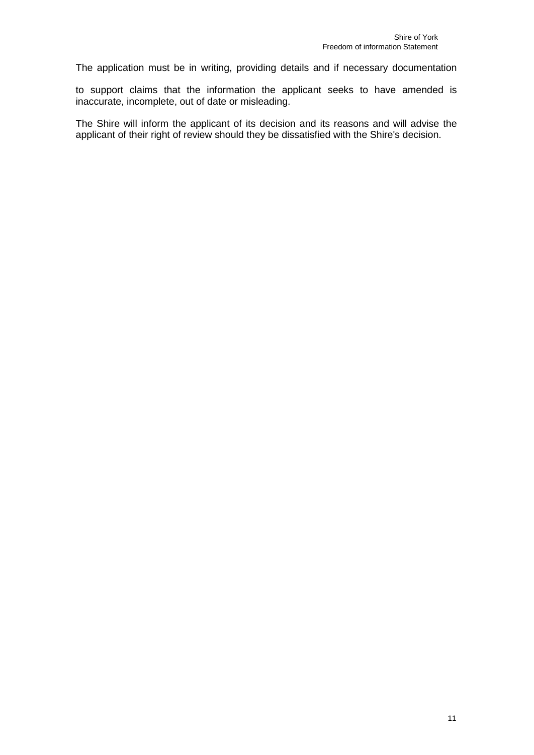The application must be in writing, providing details and if necessary documentation

to support claims that the information the applicant seeks to have amended is inaccurate, incomplete, out of date or misleading.

The Shire will inform the applicant of its decision and its reasons and will advise the applicant of their right of review should they be dissatisfied with the Shire's decision.